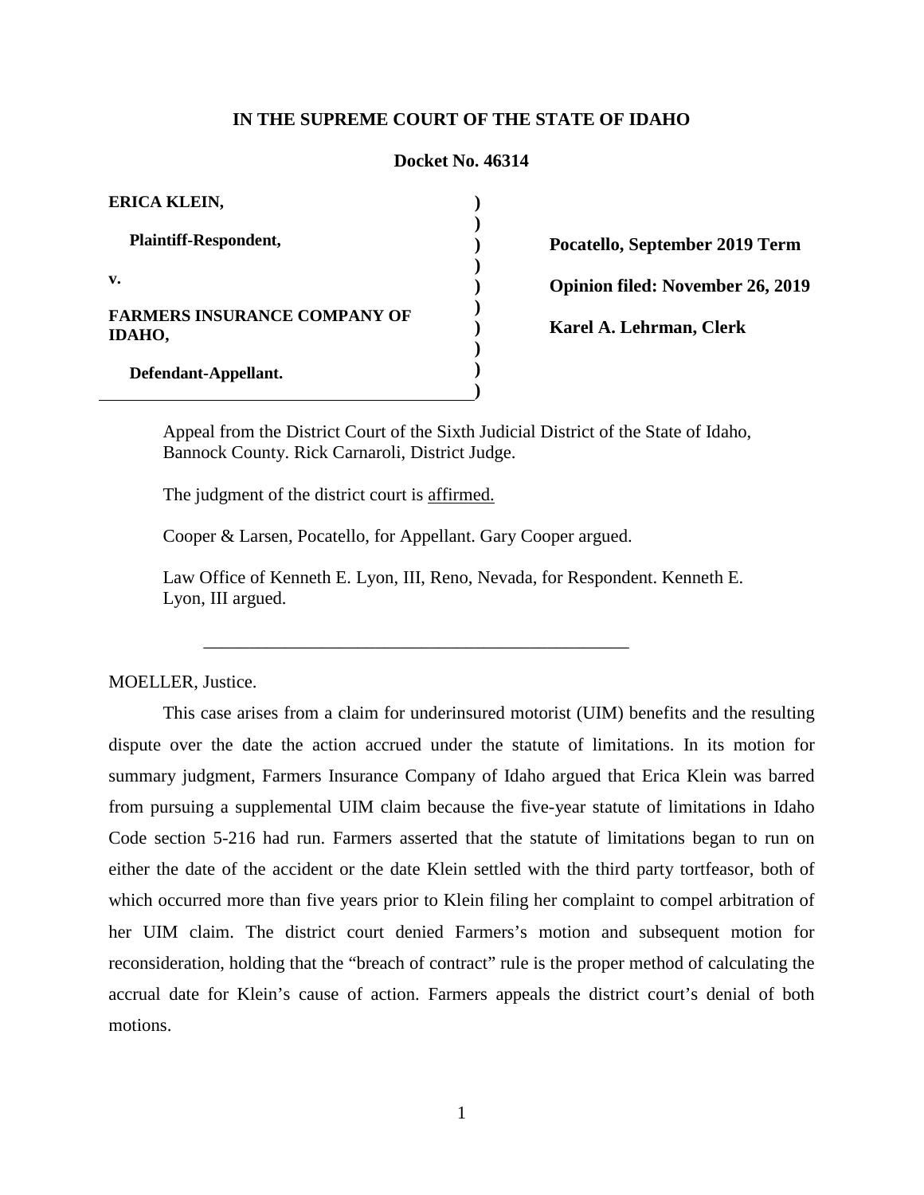**IN THE SUPREME COURT OF THE STATE OF IDAHO**

**Docket No. 46314**

| | |
|---|---|
| **ERICA KLEIN,**<br><br>**Plaintiff-Respondent,**<br><br>**v.**<br><br>**FARMERS INSURANCE COMPANY OF IDAHO,**<br><br>**Defendant-Appellant.** | **Pocatello, September 2019 Term**<br><br>**Opinion filed: November 26, 2019**<br><br>**Karel A. Lehrman, Clerk** |

Appeal from the District Court of the Sixth Judicial District of the State of Idaho, Bannock County. Rick Carnaroli, District Judge.

The judgment of the district court is affirmed.

Cooper & Larsen, Pocatello, for Appellant. Gary Cooper argued.

Law Office of Kenneth E. Lyon, III, Reno, Nevada, for Respondent. Kenneth E. Lyon, III argued.

---

MOELLER, Justice.

This case arises from a claim for underinsured motorist (UIM) benefits and the resulting dispute over the date the action accrued under the statute of limitations. In its motion for summary judgment, Farmers Insurance Company of Idaho argued that Erica Klein was barred from pursuing a supplemental UIM claim because the five-year statute of limitations in Idaho Code section 5-216 had run. Farmers asserted that the statute of limitations began to run on either the date of the accident or the date Klein settled with the third party tortfeasor, both of which occurred more than five years prior to Klein filing her complaint to compel arbitration of her UIM claim. The district court denied Farmers's motion and subsequent motion for reconsideration, holding that the "breach of contract" rule is the proper method of calculating the accrual date for Klein's cause of action. Farmers appeals the district court's denial of both motions.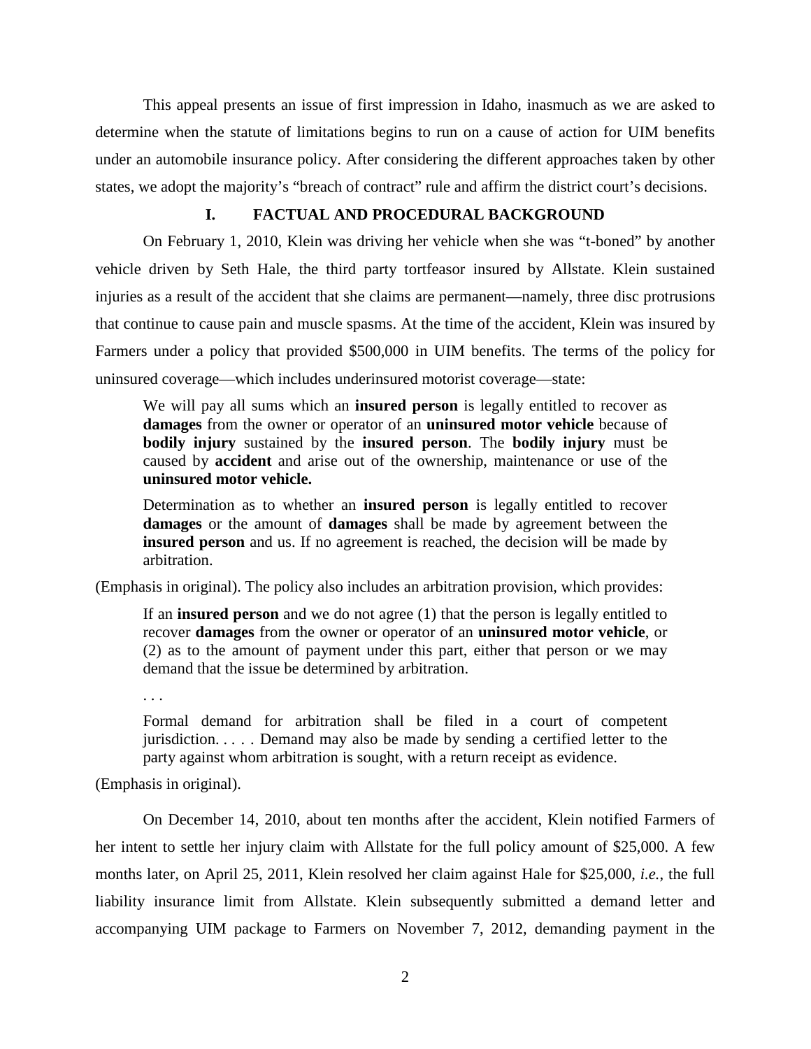This appeal presents an issue of first impression in Idaho, inasmuch as we are asked to determine when the statute of limitations begins to run on a cause of action for UIM benefits under an automobile insurance policy. After considering the different approaches taken by other states, we adopt the majority's "breach of contract" rule and affirm the district court's decisions.

## I. FACTUAL AND PROCEDURAL BACKGROUND

On February 1, 2010, Klein was driving her vehicle when she was "t-boned" by another vehicle driven by Seth Hale, the third party tortfeasor insured by Allstate. Klein sustained injuries as a result of the accident that she claims are permanent—namely, three disc protrusions that continue to cause pain and muscle spasms. At the time of the accident, Klein was insured by Farmers under a policy that provided $500,000 in UIM benefits. The terms of the policy for uninsured coverage—which includes underinsured motorist coverage—state:

> We will pay all sums which an **insured person** is legally entitled to recover as **damages** from the owner or operator of an **uninsured motor vehicle** because of **bodily injury** sustained by the **insured person**. The **bodily injury** must be caused by **accident** and arise out of the ownership, maintenance or use of the **uninsured motor vehicle.**
>
> Determination as to whether an **insured person** is legally entitled to recover **damages** or the amount of **damages** shall be made by agreement between the **insured person** and us. If no agreement is reached, the decision will be made by arbitration.

(Emphasis in original). The policy also includes an arbitration provision, which provides:

> If an **insured person** and we do not agree (1) that the person is legally entitled to recover **damages** from the owner or operator of an **uninsured motor vehicle**, or (2) as to the amount of payment under this part, either that person or we may demand that the issue be determined by arbitration.
>
> . . .
>
> Formal demand for arbitration shall be filed in a court of competent jurisdiction. . . . . Demand may also be made by sending a certified letter to the party against whom arbitration is sought, with a return receipt as evidence.

(Emphasis in original).

On December 14, 2010, about ten months after the accident, Klein notified Farmers of her intent to settle her injury claim with Allstate for the full policy amount of $25,000. A few months later, on April 25, 2011, Klein resolved her claim against Hale for $25,000, *i.e.*, the full liability insurance limit from Allstate. Klein subsequently submitted a demand letter and accompanying UIM package to Farmers on November 7, 2012, demanding payment in the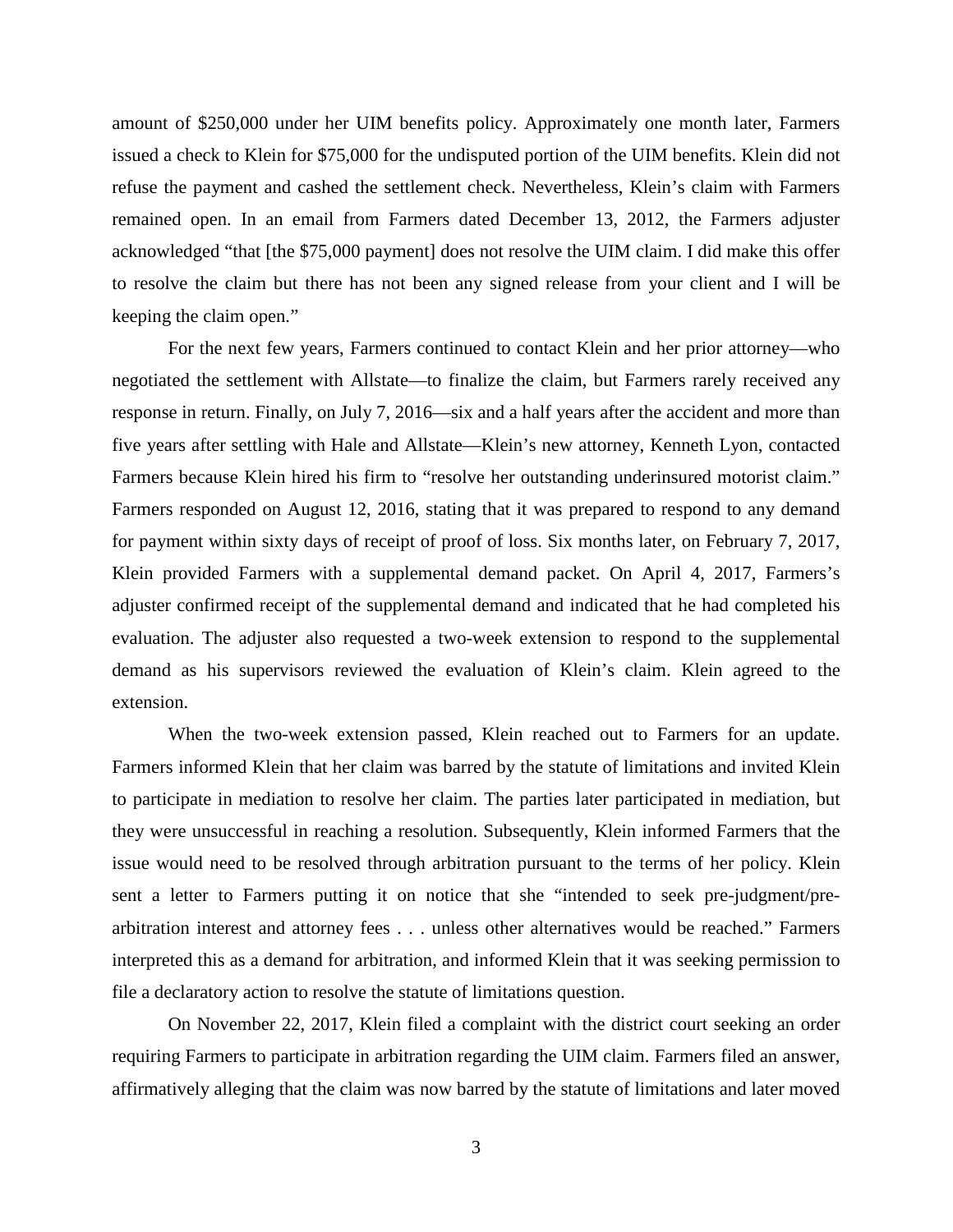amount of $250,000 under her UIM benefits policy. Approximately one month later, Farmers issued a check to Klein for $75,000 for the undisputed portion of the UIM benefits. Klein did not refuse the payment and cashed the settlement check. Nevertheless, Klein's claim with Farmers remained open. In an email from Farmers dated December 13, 2012, the Farmers adjuster acknowledged "that [the $75,000 payment] does not resolve the UIM claim. I did make this offer to resolve the claim but there has not been any signed release from your client and I will be keeping the claim open."

For the next few years, Farmers continued to contact Klein and her prior attorney—who negotiated the settlement with Allstate—to finalize the claim, but Farmers rarely received any response in return. Finally, on July 7, 2016—six and a half years after the accident and more than five years after settling with Hale and Allstate—Klein's new attorney, Kenneth Lyon, contacted Farmers because Klein hired his firm to "resolve her outstanding underinsured motorist claim." Farmers responded on August 12, 2016, stating that it was prepared to respond to any demand for payment within sixty days of receipt of proof of loss. Six months later, on February 7, 2017, Klein provided Farmers with a supplemental demand packet. On April 4, 2017, Farmers's adjuster confirmed receipt of the supplemental demand and indicated that he had completed his evaluation. The adjuster also requested a two-week extension to respond to the supplemental demand as his supervisors reviewed the evaluation of Klein's claim. Klein agreed to the extension.

When the two-week extension passed, Klein reached out to Farmers for an update. Farmers informed Klein that her claim was barred by the statute of limitations and invited Klein to participate in mediation to resolve her claim. The parties later participated in mediation, but they were unsuccessful in reaching a resolution. Subsequently, Klein informed Farmers that the issue would need to be resolved through arbitration pursuant to the terms of her policy. Klein sent a letter to Farmers putting it on notice that she "intended to seek pre-judgment/pre-arbitration interest and attorney fees . . . unless other alternatives would be reached." Farmers interpreted this as a demand for arbitration, and informed Klein that it was seeking permission to file a declaratory action to resolve the statute of limitations question.

On November 22, 2017, Klein filed a complaint with the district court seeking an order requiring Farmers to participate in arbitration regarding the UIM claim. Farmers filed an answer, affirmatively alleging that the claim was now barred by the statute of limitations and later moved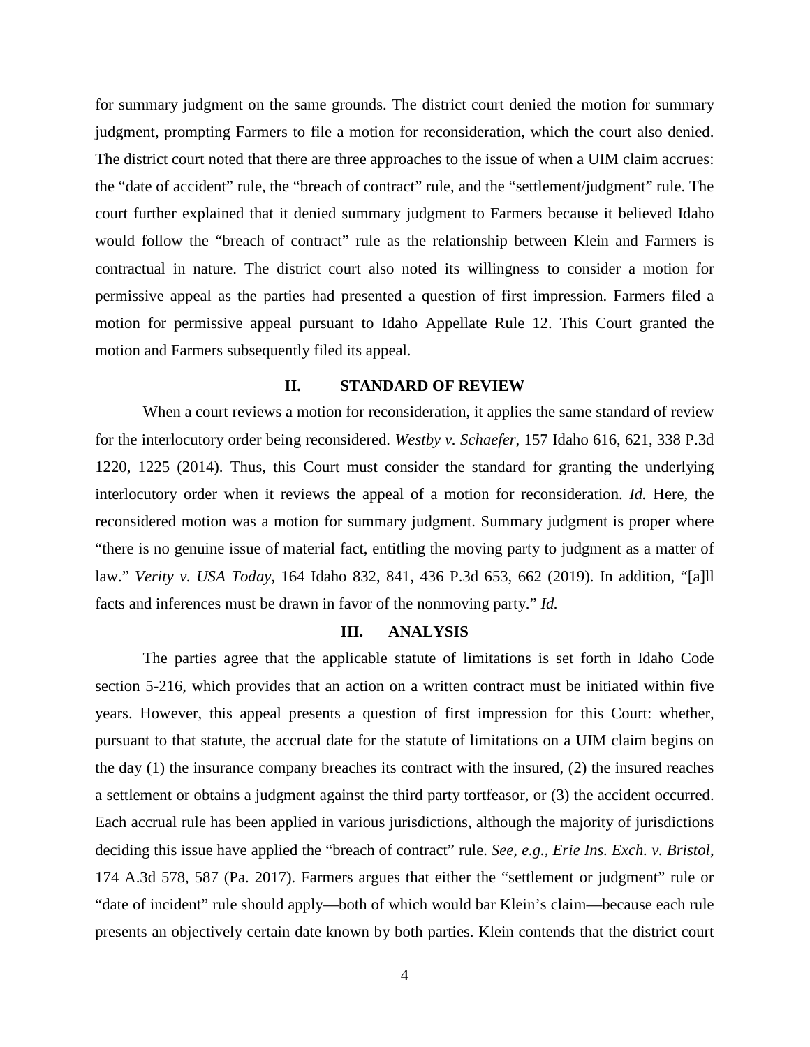for summary judgment on the same grounds. The district court denied the motion for summary judgment, prompting Farmers to file a motion for reconsideration, which the court also denied. The district court noted that there are three approaches to the issue of when a UIM claim accrues: the "date of accident" rule, the "breach of contract" rule, and the "settlement/judgment" rule. The court further explained that it denied summary judgment to Farmers because it believed Idaho would follow the "breach of contract" rule as the relationship between Klein and Farmers is contractual in nature. The district court also noted its willingness to consider a motion for permissive appeal as the parties had presented a question of first impression. Farmers filed a motion for permissive appeal pursuant to Idaho Appellate Rule 12. This Court granted the motion and Farmers subsequently filed its appeal.

## II. STANDARD OF REVIEW

When a court reviews a motion for reconsideration, it applies the same standard of review for the interlocutory order being reconsidered. *Westby v. Schaefer*, 157 Idaho 616, 621, 338 P.3d 1220, 1225 (2014). Thus, this Court must consider the standard for granting the underlying interlocutory order when it reviews the appeal of a motion for reconsideration. *Id.* Here, the reconsidered motion was a motion for summary judgment. Summary judgment is proper where "there is no genuine issue of material fact, entitling the moving party to judgment as a matter of law." *Verity v. USA Today*, 164 Idaho 832, 841, 436 P.3d 653, 662 (2019). In addition, "[a]ll facts and inferences must be drawn in favor of the nonmoving party." *Id.*

## III. ANALYSIS

The parties agree that the applicable statute of limitations is set forth in Idaho Code section 5-216, which provides that an action on a written contract must be initiated within five years. However, this appeal presents a question of first impression for this Court: whether, pursuant to that statute, the accrual date for the statute of limitations on a UIM claim begins on the day (1) the insurance company breaches its contract with the insured, (2) the insured reaches a settlement or obtains a judgment against the third party tortfeasor, or (3) the accident occurred. Each accrual rule has been applied in various jurisdictions, although the majority of jurisdictions deciding this issue have applied the "breach of contract" rule. *See, e.g.*, *Erie Ins. Exch. v. Bristol*, 174 A.3d 578, 587 (Pa. 2017). Farmers argues that either the "settlement or judgment" rule or "date of incident" rule should apply—both of which would bar Klein's claim—because each rule presents an objectively certain date known by both parties. Klein contends that the district court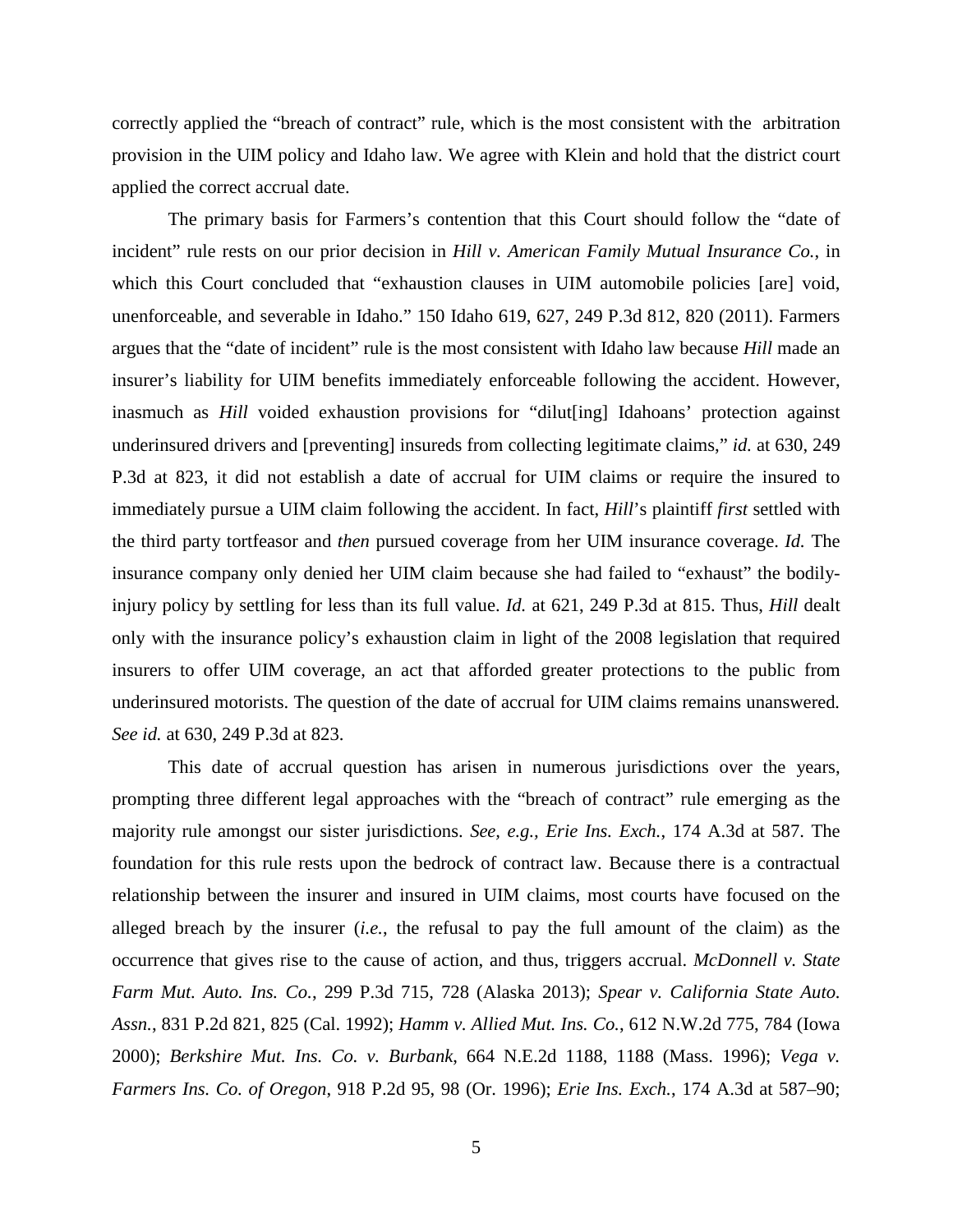correctly applied the "breach of contract" rule, which is the most consistent with the arbitration provision in the UIM policy and Idaho law. We agree with Klein and hold that the district court applied the correct accrual date.

The primary basis for Farmers's contention that this Court should follow the "date of incident" rule rests on our prior decision in *Hill v. American Family Mutual Insurance Co.*, in which this Court concluded that "exhaustion clauses in UIM automobile policies [are] void, unenforceable, and severable in Idaho." 150 Idaho 619, 627, 249 P.3d 812, 820 (2011). Farmers argues that the "date of incident" rule is the most consistent with Idaho law because *Hill* made an insurer's liability for UIM benefits immediately enforceable following the accident. However, inasmuch as *Hill* voided exhaustion provisions for "dilut[ing] Idahoans' protection against underinsured drivers and [preventing] insureds from collecting legitimate claims," *id.* at 630, 249 P.3d at 823, it did not establish a date of accrual for UIM claims or require the insured to immediately pursue a UIM claim following the accident. In fact, *Hill*'s plaintiff *first* settled with the third party tortfeasor and *then* pursued coverage from her UIM insurance coverage. *Id.* The insurance company only denied her UIM claim because she had failed to "exhaust" the bodily-injury policy by settling for less than its full value. *Id.* at 621, 249 P.3d at 815. Thus, *Hill* dealt only with the insurance policy's exhaustion claim in light of the 2008 legislation that required insurers to offer UIM coverage, an act that afforded greater protections to the public from underinsured motorists. The question of the date of accrual for UIM claims remains unanswered. *See id.* at 630, 249 P.3d at 823.

This date of accrual question has arisen in numerous jurisdictions over the years, prompting three different legal approaches with the "breach of contract" rule emerging as the majority rule amongst our sister jurisdictions. *See, e.g.*, *Erie Ins. Exch.*, 174 A.3d at 587. The foundation for this rule rests upon the bedrock of contract law. Because there is a contractual relationship between the insurer and insured in UIM claims, most courts have focused on the alleged breach by the insurer (*i.e.*, the refusal to pay the full amount of the claim) as the occurrence that gives rise to the cause of action, and thus, triggers accrual. *McDonnell v. State Farm Mut. Auto. Ins. Co.*, 299 P.3d 715, 728 (Alaska 2013); *Spear v. California State Auto. Assn.*, 831 P.2d 821, 825 (Cal. 1992); *Hamm v. Allied Mut. Ins. Co.*, 612 N.W.2d 775, 784 (Iowa 2000); *Berkshire Mut. Ins. Co. v. Burbank*, 664 N.E.2d 1188, 1188 (Mass. 1996); *Vega v. Farmers Ins. Co. of Oregon*, 918 P.2d 95, 98 (Or. 1996); *Erie Ins. Exch.*, 174 A.3d at 587–90;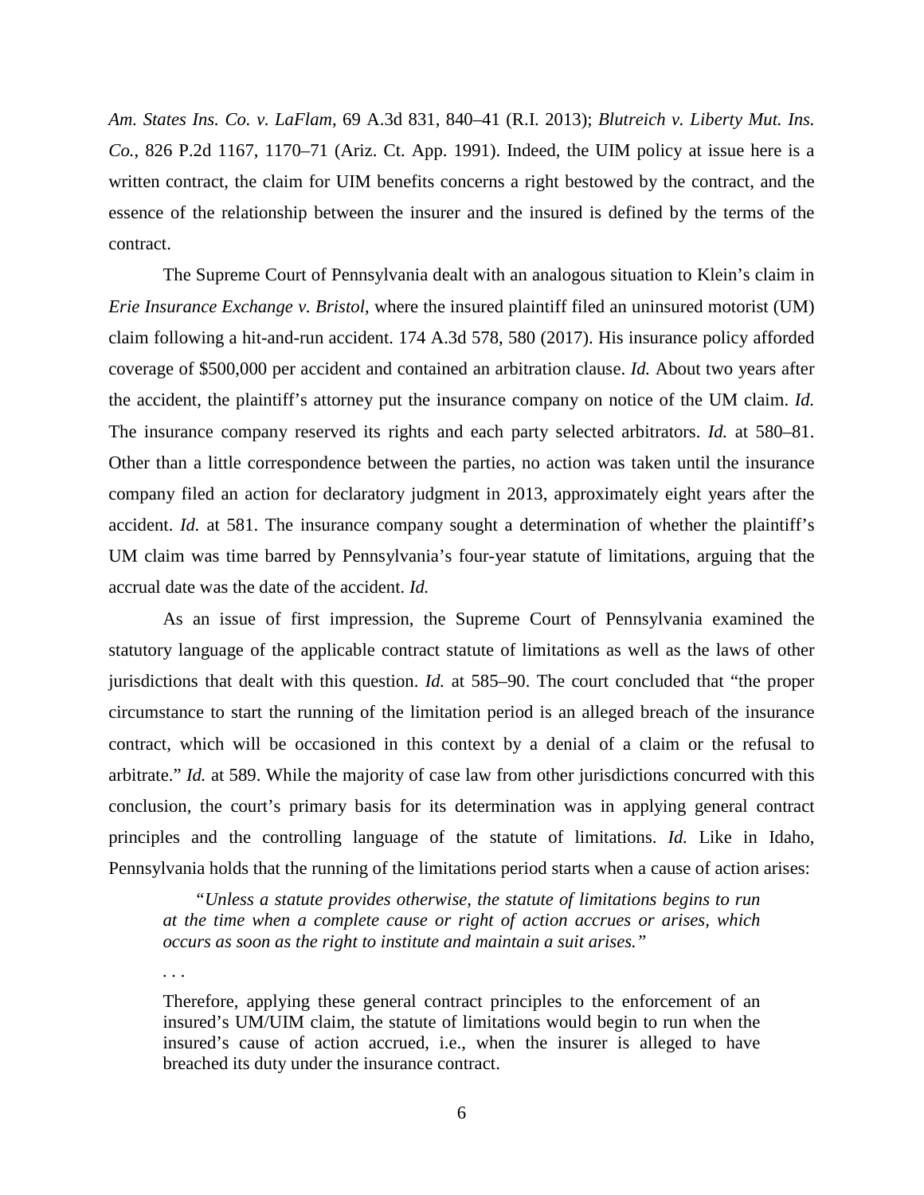*Am. States Ins. Co. v. LaFlam*, 69 A.3d 831, 840–41 (R.I. 2013); *Blutreich v. Liberty Mut. Ins. Co.*, 826 P.2d 1167, 1170–71 (Ariz. Ct. App. 1991). Indeed, the UIM policy at issue here is a written contract, the claim for UIM benefits concerns a right bestowed by the contract, and the essence of the relationship between the insurer and the insured is defined by the terms of the contract.

The Supreme Court of Pennsylvania dealt with an analogous situation to Klein's claim in *Erie Insurance Exchange v. Bristol*, where the insured plaintiff filed an uninsured motorist (UM) claim following a hit-and-run accident. 174 A.3d 578, 580 (2017). His insurance policy afforded coverage of $500,000 per accident and contained an arbitration clause. *Id.* About two years after the accident, the plaintiff's attorney put the insurance company on notice of the UM claim. *Id.* The insurance company reserved its rights and each party selected arbitrators. *Id.* at 580–81. Other than a little correspondence between the parties, no action was taken until the insurance company filed an action for declaratory judgment in 2013, approximately eight years after the accident. *Id.* at 581. The insurance company sought a determination of whether the plaintiff's UM claim was time barred by Pennsylvania's four-year statute of limitations, arguing that the accrual date was the date of the accident. *Id.*

As an issue of first impression, the Supreme Court of Pennsylvania examined the statutory language of the applicable contract statute of limitations as well as the laws of other jurisdictions that dealt with this question. *Id.* at 585–90. The court concluded that "the proper circumstance to start the running of the limitation period is an alleged breach of the insurance contract, which will be occasioned in this context by a denial of a claim or the refusal to arbitrate." *Id.* at 589. While the majority of case law from other jurisdictions concurred with this conclusion, the court's primary basis for its determination was in applying general contract principles and the controlling language of the statute of limitations. *Id.* Like in Idaho, Pennsylvania holds that the running of the limitations period starts when a cause of action arises:

> *"Unless a statute provides otherwise, the statute of limitations begins to run at the time when a complete cause or right of action accrues or arises, which occurs as soon as the right to institute and maintain a suit arises."*
>
> . . .
>
> Therefore, applying these general contract principles to the enforcement of an insured's UM/UIM claim, the statute of limitations would begin to run when the insured's cause of action accrued, i.e., when the insurer is alleged to have breached its duty under the insurance contract.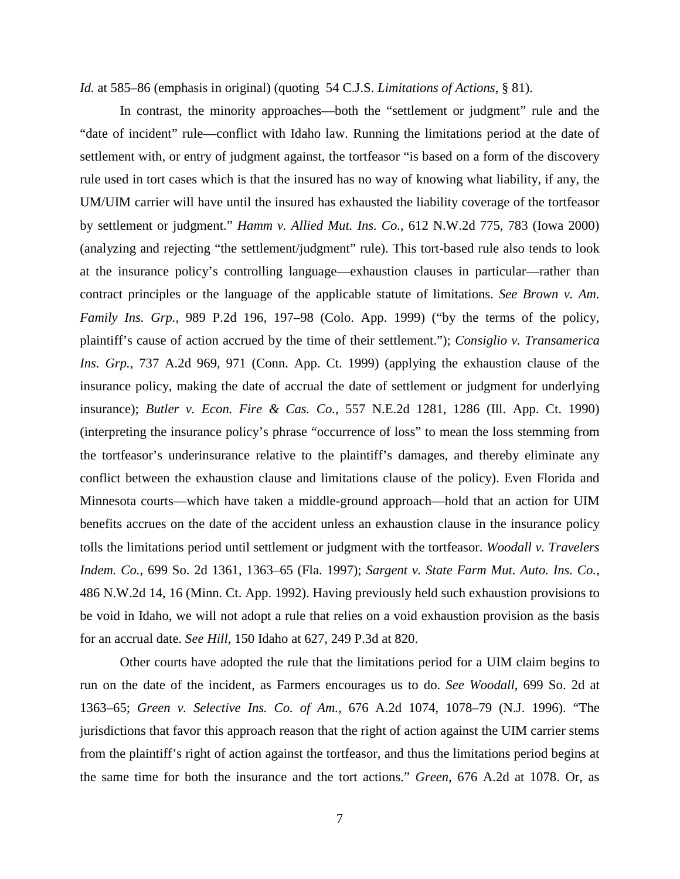*Id.* at 585–86 (emphasis in original) (quoting 54 C.J.S. *Limitations of Actions*, § 81).

In contrast, the minority approaches—both the "settlement or judgment" rule and the "date of incident" rule—conflict with Idaho law. Running the limitations period at the date of settlement with, or entry of judgment against, the tortfeasor "is based on a form of the discovery rule used in tort cases which is that the insured has no way of knowing what liability, if any, the UM/UIM carrier will have until the insured has exhausted the liability coverage of the tortfeasor by settlement or judgment." *Hamm v. Allied Mut. Ins. Co.*, 612 N.W.2d 775, 783 (Iowa 2000) (analyzing and rejecting "the settlement/judgment" rule). This tort-based rule also tends to look at the insurance policy's controlling language—exhaustion clauses in particular—rather than contract principles or the language of the applicable statute of limitations. *See Brown v. Am. Family Ins. Grp.*, 989 P.2d 196, 197–98 (Colo. App. 1999) ("by the terms of the policy, plaintiff's cause of action accrued by the time of their settlement."); *Consiglio v. Transamerica Ins. Grp.*, 737 A.2d 969, 971 (Conn. App. Ct. 1999) (applying the exhaustion clause of the insurance policy, making the date of accrual the date of settlement or judgment for underlying insurance); *Butler v. Econ. Fire & Cas. Co.*, 557 N.E.2d 1281, 1286 (Ill. App. Ct. 1990) (interpreting the insurance policy's phrase "occurrence of loss" to mean the loss stemming from the tortfeasor's underinsurance relative to the plaintiff's damages, and thereby eliminate any conflict between the exhaustion clause and limitations clause of the policy). Even Florida and Minnesota courts—which have taken a middle-ground approach—hold that an action for UIM benefits accrues on the date of the accident unless an exhaustion clause in the insurance policy tolls the limitations period until settlement or judgment with the tortfeasor. *Woodall v. Travelers Indem. Co.*, 699 So. 2d 1361, 1363–65 (Fla. 1997); *Sargent v. State Farm Mut. Auto. Ins. Co.*, 486 N.W.2d 14, 16 (Minn. Ct. App. 1992). Having previously held such exhaustion provisions to be void in Idaho, we will not adopt a rule that relies on a void exhaustion provision as the basis for an accrual date. *See Hill*, 150 Idaho at 627, 249 P.3d at 820.

Other courts have adopted the rule that the limitations period for a UIM claim begins to run on the date of the incident, as Farmers encourages us to do. *See Woodall*, 699 So. 2d at 1363–65; *Green v. Selective Ins. Co. of Am.*, 676 A.2d 1074, 1078–79 (N.J. 1996). "The jurisdictions that favor this approach reason that the right of action against the UIM carrier stems from the plaintiff's right of action against the tortfeasor, and thus the limitations period begins at the same time for both the insurance and the tort actions." *Green*, 676 A.2d at 1078. Or, as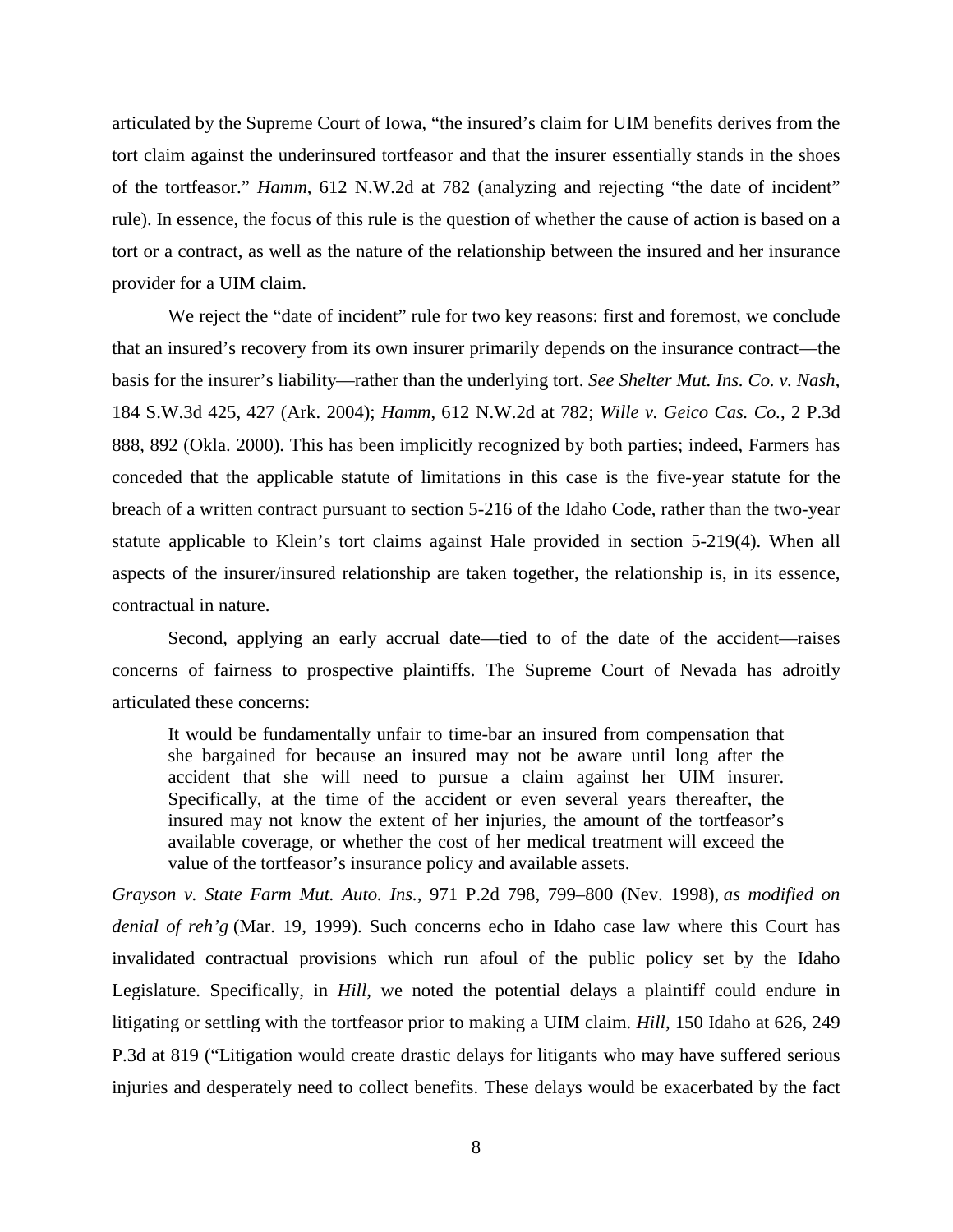articulated by the Supreme Court of Iowa, "the insured's claim for UIM benefits derives from the tort claim against the underinsured tortfeasor and that the insurer essentially stands in the shoes of the tortfeasor." *Hamm*, 612 N.W.2d at 782 (analyzing and rejecting "the date of incident" rule). In essence, the focus of this rule is the question of whether the cause of action is based on a tort or a contract, as well as the nature of the relationship between the insured and her insurance provider for a UIM claim.

We reject the "date of incident" rule for two key reasons: first and foremost, we conclude that an insured's recovery from its own insurer primarily depends on the insurance contract—the basis for the insurer's liability—rather than the underlying tort. *See Shelter Mut. Ins. Co. v. Nash*, 184 S.W.3d 425, 427 (Ark. 2004); *Hamm*, 612 N.W.2d at 782; *Wille v. Geico Cas. Co.*, 2 P.3d 888, 892 (Okla. 2000). This has been implicitly recognized by both parties; indeed, Farmers has conceded that the applicable statute of limitations in this case is the five-year statute for the breach of a written contract pursuant to section 5-216 of the Idaho Code, rather than the two-year statute applicable to Klein's tort claims against Hale provided in section 5-219(4). When all aspects of the insurer/insured relationship are taken together, the relationship is, in its essence, contractual in nature.

Second, applying an early accrual date—tied to of the date of the accident—raises concerns of fairness to prospective plaintiffs. The Supreme Court of Nevada has adroitly articulated these concerns:

> It would be fundamentally unfair to time-bar an insured from compensation that she bargained for because an insured may not be aware until long after the accident that she will need to pursue a claim against her UIM insurer. Specifically, at the time of the accident or even several years thereafter, the insured may not know the extent of her injuries, the amount of the tortfeasor's available coverage, or whether the cost of her medical treatment will exceed the value of the tortfeasor's insurance policy and available assets.

*Grayson v. State Farm Mut. Auto. Ins.*, 971 P.2d 798, 799–800 (Nev. 1998), *as modified on denial of reh'g* (Mar. 19, 1999). Such concerns echo in Idaho case law where this Court has invalidated contractual provisions which run afoul of the public policy set by the Idaho Legislature. Specifically, in *Hill*, we noted the potential delays a plaintiff could endure in litigating or settling with the tortfeasor prior to making a UIM claim. *Hill*, 150 Idaho at 626, 249 P.3d at 819 ("Litigation would create drastic delays for litigants who may have suffered serious injuries and desperately need to collect benefits. These delays would be exacerbated by the fact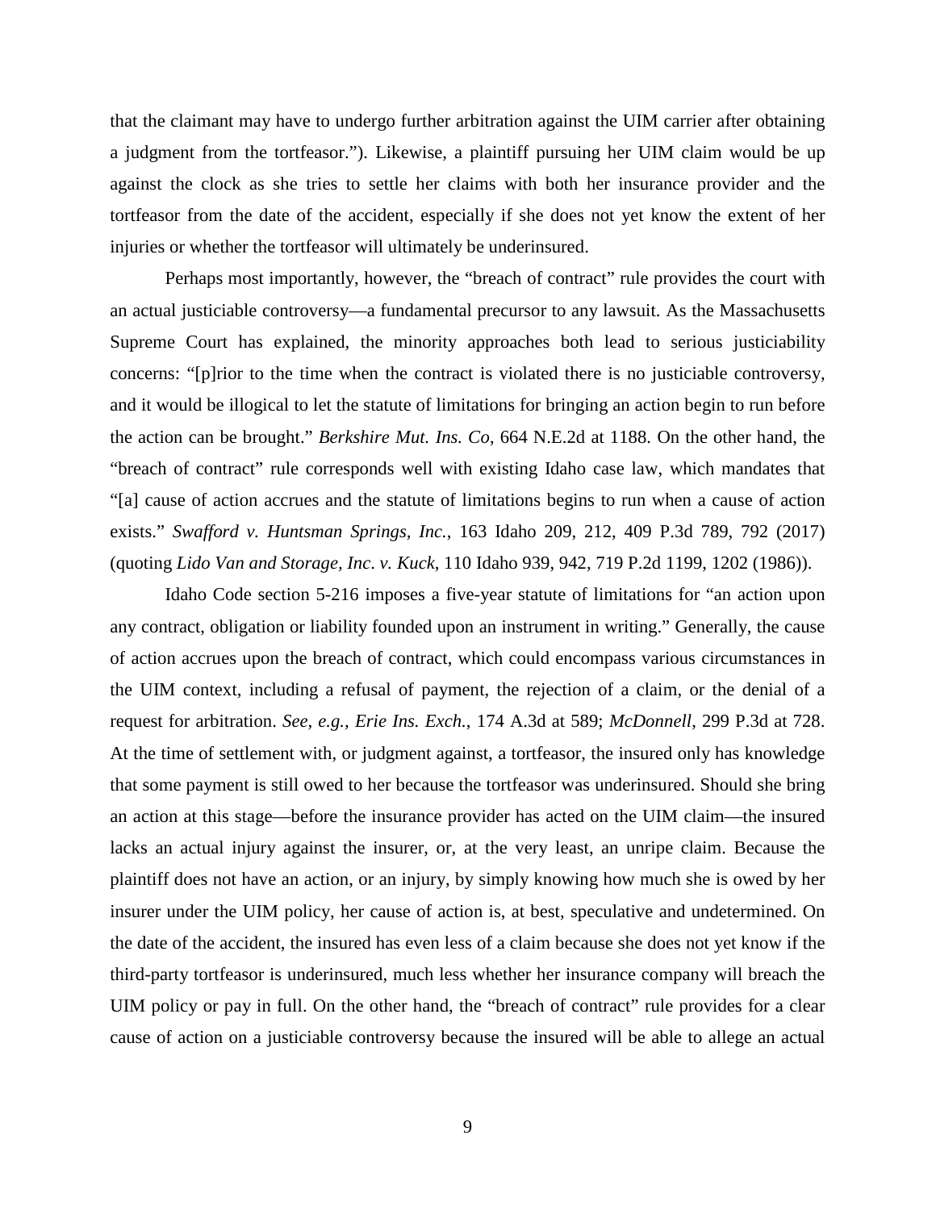that the claimant may have to undergo further arbitration against the UIM carrier after obtaining a judgment from the tortfeasor."). Likewise, a plaintiff pursuing her UIM claim would be up against the clock as she tries to settle her claims with both her insurance provider and the tortfeasor from the date of the accident, especially if she does not yet know the extent of her injuries or whether the tortfeasor will ultimately be underinsured.

Perhaps most importantly, however, the "breach of contract" rule provides the court with an actual justiciable controversy—a fundamental precursor to any lawsuit. As the Massachusetts Supreme Court has explained, the minority approaches both lead to serious justiciability concerns: "[p]rior to the time when the contract is violated there is no justiciable controversy, and it would be illogical to let the statute of limitations for bringing an action begin to run before the action can be brought." *Berkshire Mut. Ins. Co*, 664 N.E.2d at 1188. On the other hand, the "breach of contract" rule corresponds well with existing Idaho case law, which mandates that "[a] cause of action accrues and the statute of limitations begins to run when a cause of action exists." *Swafford v. Huntsman Springs, Inc.*, 163 Idaho 209, 212, 409 P.3d 789, 792 (2017) (quoting *Lido Van and Storage, Inc. v. Kuck*, 110 Idaho 939, 942, 719 P.2d 1199, 1202 (1986)).

Idaho Code section 5-216 imposes a five-year statute of limitations for "an action upon any contract, obligation or liability founded upon an instrument in writing." Generally, the cause of action accrues upon the breach of contract, which could encompass various circumstances in the UIM context, including a refusal of payment, the rejection of a claim, or the denial of a request for arbitration. *See, e.g., Erie Ins. Exch.*, 174 A.3d at 589; *McDonnell*, 299 P.3d at 728. At the time of settlement with, or judgment against, a tortfeasor, the insured only has knowledge that some payment is still owed to her because the tortfeasor was underinsured. Should she bring an action at this stage—before the insurance provider has acted on the UIM claim—the insured lacks an actual injury against the insurer, or, at the very least, an unripe claim. Because the plaintiff does not have an action, or an injury, by simply knowing how much she is owed by her insurer under the UIM policy, her cause of action is, at best, speculative and undetermined. On the date of the accident, the insured has even less of a claim because she does not yet know if the third-party tortfeasor is underinsured, much less whether her insurance company will breach the UIM policy or pay in full. On the other hand, the "breach of contract" rule provides for a clear cause of action on a justiciable controversy because the insured will be able to allege an actual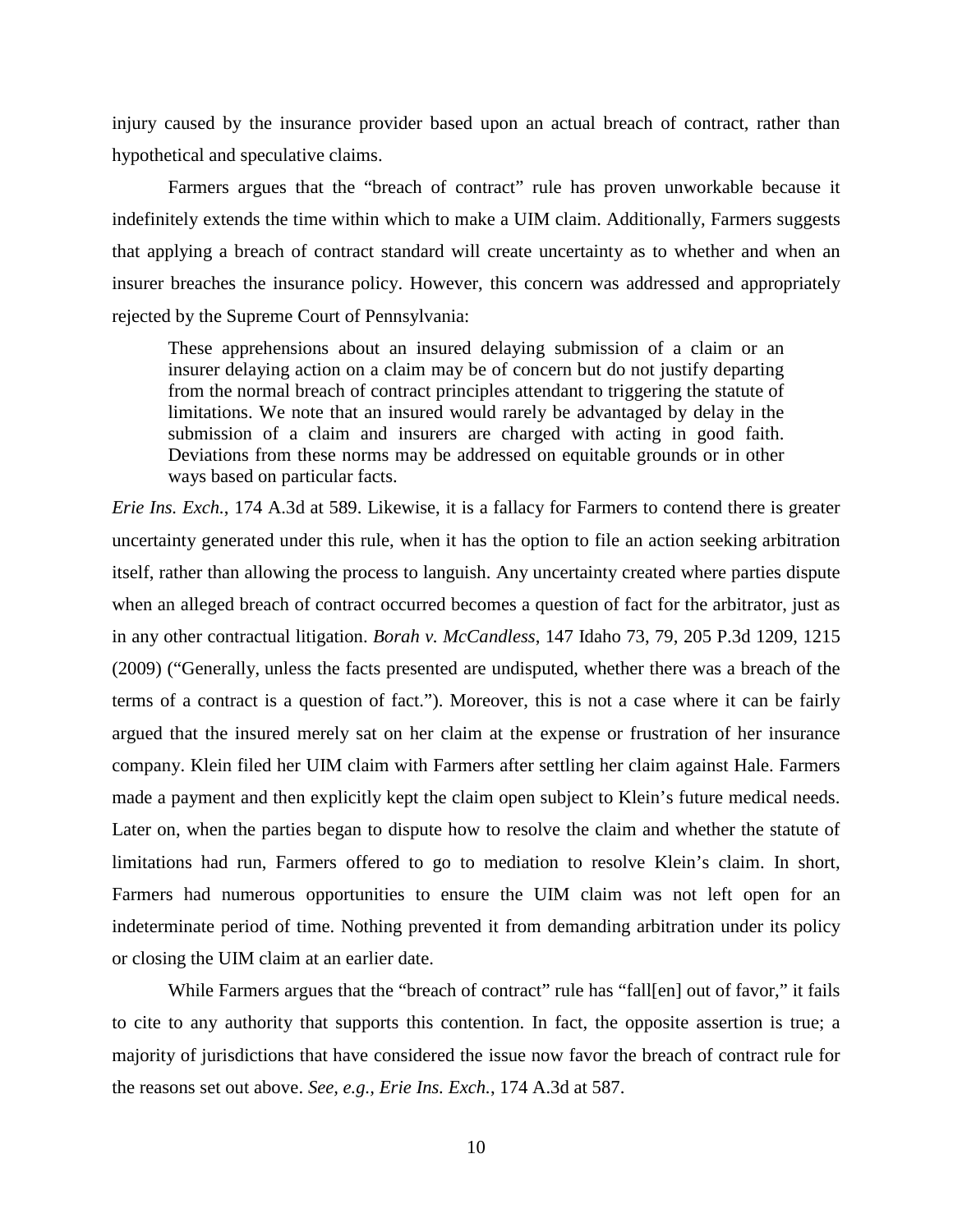injury caused by the insurance provider based upon an actual breach of contract, rather than hypothetical and speculative claims.

Farmers argues that the "breach of contract" rule has proven unworkable because it indefinitely extends the time within which to make a UIM claim. Additionally, Farmers suggests that applying a breach of contract standard will create uncertainty as to whether and when an insurer breaches the insurance policy. However, this concern was addressed and appropriately rejected by the Supreme Court of Pennsylvania:

> These apprehensions about an insured delaying submission of a claim or an insurer delaying action on a claim may be of concern but do not justify departing from the normal breach of contract principles attendant to triggering the statute of limitations. We note that an insured would rarely be advantaged by delay in the submission of a claim and insurers are charged with acting in good faith. Deviations from these norms may be addressed on equitable grounds or in other ways based on particular facts.

*Erie Ins. Exch.*, 174 A.3d at 589. Likewise, it is a fallacy for Farmers to contend there is greater uncertainty generated under this rule, when it has the option to file an action seeking arbitration itself, rather than allowing the process to languish. Any uncertainty created where parties dispute when an alleged breach of contract occurred becomes a question of fact for the arbitrator, just as in any other contractual litigation. *Borah v. McCandless*, 147 Idaho 73, 79, 205 P.3d 1209, 1215 (2009) ("Generally, unless the facts presented are undisputed, whether there was a breach of the terms of a contract is a question of fact."). Moreover, this is not a case where it can be fairly argued that the insured merely sat on her claim at the expense or frustration of her insurance company. Klein filed her UIM claim with Farmers after settling her claim against Hale. Farmers made a payment and then explicitly kept the claim open subject to Klein's future medical needs. Later on, when the parties began to dispute how to resolve the claim and whether the statute of limitations had run, Farmers offered to go to mediation to resolve Klein's claim. In short, Farmers had numerous opportunities to ensure the UIM claim was not left open for an indeterminate period of time. Nothing prevented it from demanding arbitration under its policy or closing the UIM claim at an earlier date.

While Farmers argues that the "breach of contract" rule has "fall[en] out of favor," it fails to cite to any authority that supports this contention. In fact, the opposite assertion is true; a majority of jurisdictions that have considered the issue now favor the breach of contract rule for the reasons set out above. *See, e.g., Erie Ins. Exch.*, 174 A.3d at 587.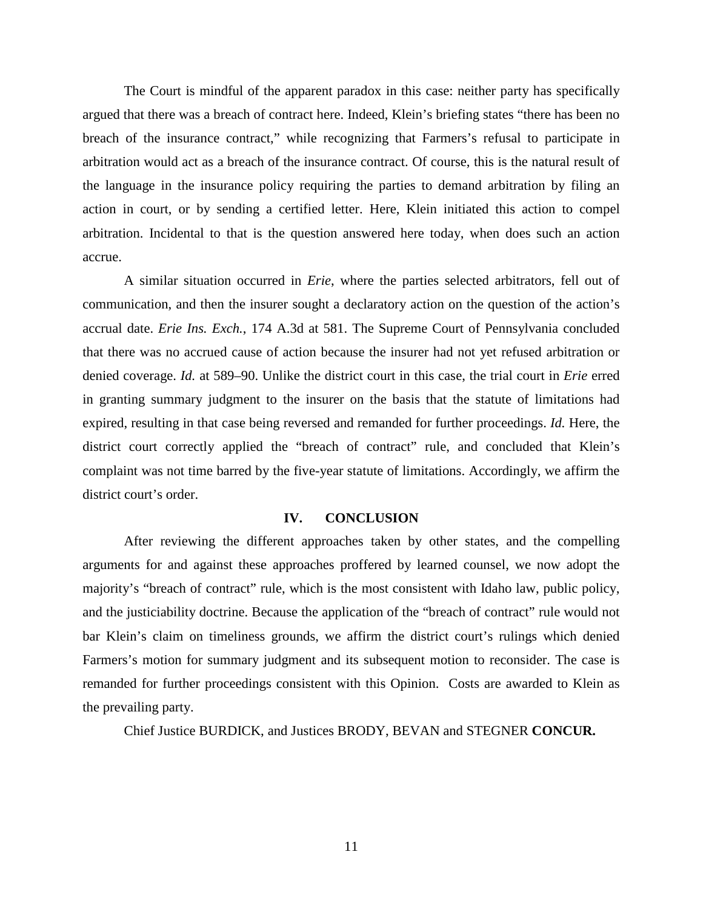The Court is mindful of the apparent paradox in this case: neither party has specifically argued that there was a breach of contract here. Indeed, Klein's briefing states "there has been no breach of the insurance contract," while recognizing that Farmers's refusal to participate in arbitration would act as a breach of the insurance contract. Of course, this is the natural result of the language in the insurance policy requiring the parties to demand arbitration by filing an action in court, or by sending a certified letter. Here, Klein initiated this action to compel arbitration. Incidental to that is the question answered here today, when does such an action accrue.

A similar situation occurred in *Erie*, where the parties selected arbitrators, fell out of communication, and then the insurer sought a declaratory action on the question of the action's accrual date. *Erie Ins. Exch.*, 174 A.3d at 581. The Supreme Court of Pennsylvania concluded that there was no accrued cause of action because the insurer had not yet refused arbitration or denied coverage. *Id.* at 589–90. Unlike the district court in this case, the trial court in *Erie* erred in granting summary judgment to the insurer on the basis that the statute of limitations had expired, resulting in that case being reversed and remanded for further proceedings. *Id.* Here, the district court correctly applied the "breach of contract" rule, and concluded that Klein's complaint was not time barred by the five-year statute of limitations. Accordingly, we affirm the district court's order.

## IV. CONCLUSION

After reviewing the different approaches taken by other states, and the compelling arguments for and against these approaches proffered by learned counsel, we now adopt the majority's "breach of contract" rule, which is the most consistent with Idaho law, public policy, and the justiciability doctrine. Because the application of the "breach of contract" rule would not bar Klein's claim on timeliness grounds, we affirm the district court's rulings which denied Farmers's motion for summary judgment and its subsequent motion to reconsider. The case is remanded for further proceedings consistent with this Opinion. Costs are awarded to Klein as the prevailing party.

Chief Justice BURDICK, and Justices BRODY, BEVAN and STEGNER **CONCUR.**